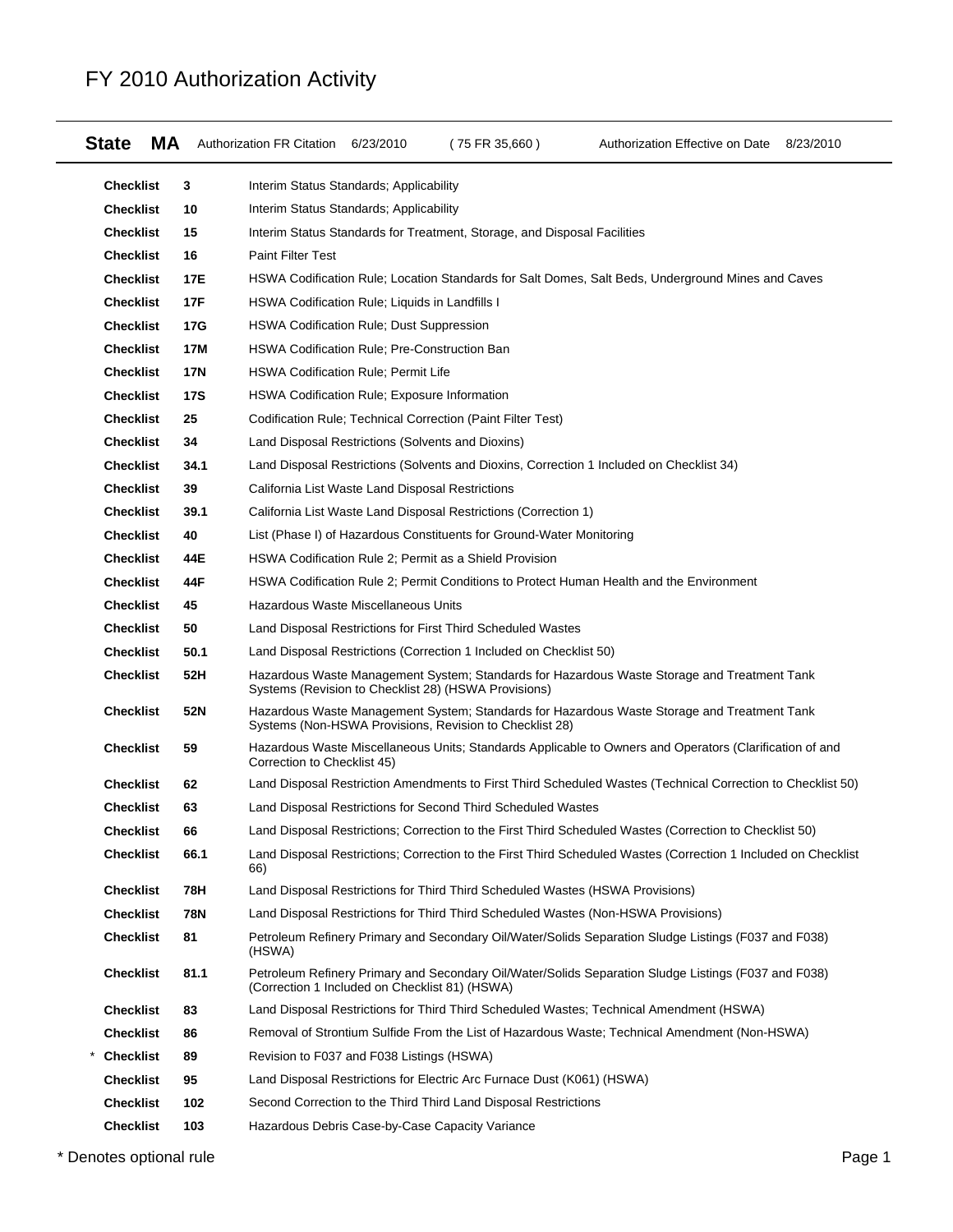# FY 2010 Authorization Activity

**State MA** Authorization FR Citation 6/23/2010 ( 75 FR 35,660 ) Authorization Effective on Date 8/23/2010

| | | | |
|---|---|---|---|
| | **Checklist** | **3** | Interim Status Standards; Applicability |
| | **Checklist** | **10** | Interim Status Standards; Applicability |
| | **Checklist** | **15** | Interim Status Standards for Treatment, Storage, and Disposal Facilities |
| | **Checklist** | **16** | Paint Filter Test |
| | **Checklist** | **17E** | HSWA Codification Rule; Location Standards for Salt Domes, Salt Beds, Underground Mines and Caves |
| | **Checklist** | **17F** | HSWA Codification Rule; Liquids in Landfills I |
| | **Checklist** | **17G** | HSWA Codification Rule; Dust Suppression |
| | **Checklist** | **17M** | HSWA Codification Rule; Pre-Construction Ban |
| | **Checklist** | **17N** | HSWA Codification Rule; Permit Life |
| | **Checklist** | **17S** | HSWA Codification Rule; Exposure Information |
| | **Checklist** | **25** | Codification Rule; Technical Correction (Paint Filter Test) |
| | **Checklist** | **34** | Land Disposal Restrictions (Solvents and Dioxins) |
| | **Checklist** | **34.1** | Land Disposal Restrictions (Solvents and Dioxins, Correction 1 Included on Checklist 34) |
| | **Checklist** | **39** | California List Waste Land Disposal Restrictions |
| | **Checklist** | **39.1** | California List Waste Land Disposal Restrictions (Correction 1) |
| | **Checklist** | **40** | List (Phase I) of Hazardous Constituents for Ground-Water Monitoring |
| | **Checklist** | **44E** | HSWA Codification Rule 2; Permit as a Shield Provision |
| | **Checklist** | **44F** | HSWA Codification Rule 2; Permit Conditions to Protect Human Health and the Environment |
| | **Checklist** | **45** | Hazardous Waste Miscellaneous Units |
| | **Checklist** | **50** | Land Disposal Restrictions for First Third Scheduled Wastes |
| | **Checklist** | **50.1** | Land Disposal Restrictions (Correction 1 Included on Checklist 50) |
| | **Checklist** | **52H** | Hazardous Waste Management System; Standards for Hazardous Waste Storage and Treatment Tank Systems (Revision to Checklist 28) (HSWA Provisions) |
| | **Checklist** | **52N** | Hazardous Waste Management System; Standards for Hazardous Waste Storage and Treatment Tank Systems (Non-HSWA Provisions, Revision to Checklist 28) |
| | **Checklist** | **59** | Hazardous Waste Miscellaneous Units; Standards Applicable to Owners and Operators (Clarification of and Correction to Checklist 45) |
| | **Checklist** | **62** | Land Disposal Restriction Amendments to First Third Scheduled Wastes (Technical Correction to Checklist 50) |
| | **Checklist** | **63** | Land Disposal Restrictions for Second Third Scheduled Wastes |
| | **Checklist** | **66** | Land Disposal Restrictions; Correction to the First Third Scheduled Wastes (Correction to Checklist 50) |
| | **Checklist** | **66.1** | Land Disposal Restrictions; Correction to the First Third Scheduled Wastes (Correction 1 Included on Checklist 66) |
| | **Checklist** | **78H** | Land Disposal Restrictions for Third Third Scheduled Wastes (HSWA Provisions) |
| | **Checklist** | **78N** | Land Disposal Restrictions for Third Third Scheduled Wastes (Non-HSWA Provisions) |
| | **Checklist** | **81** | Petroleum Refinery Primary and Secondary Oil/Water/Solids Separation Sludge Listings (F037 and F038) (HSWA) |
| | **Checklist** | **81.1** | Petroleum Refinery Primary and Secondary Oil/Water/Solids Separation Sludge Listings (F037 and F038) (Correction 1 Included on Checklist 81) (HSWA) |
| | **Checklist** | **83** | Land Disposal Restrictions for Third Third Scheduled Wastes; Technical Amendment (HSWA) |
| | **Checklist** | **86** | Removal of Strontium Sulfide From the List of Hazardous Waste; Technical Amendment (Non-HSWA) |
| * | **Checklist** | **89** | Revision to F037 and F038 Listings (HSWA) |
| | **Checklist** | **95** | Land Disposal Restrictions for Electric Arc Furnace Dust (K061) (HSWA) |
| | **Checklist** | **102** | Second Correction to the Third Third Land Disposal Restrictions |
| | **Checklist** | **103** | Hazardous Debris Case-by-Case Capacity Variance |

\* Denotes optional rule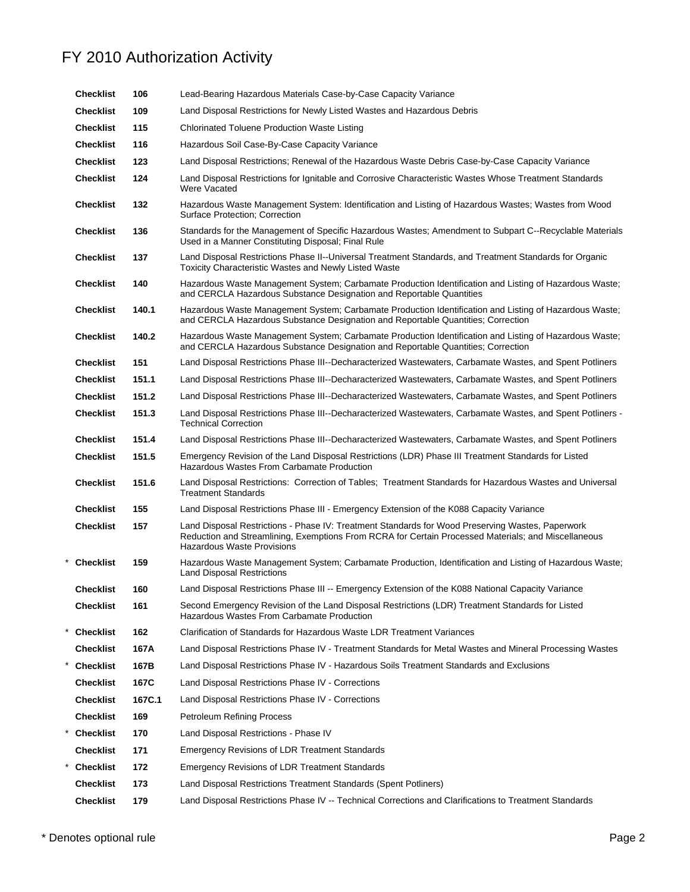# FY 2010 Authorization Activity

| | | | |
|---|---|---|---|
| | Checklist | 106 | Lead-Bearing Hazardous Materials Case-by-Case Capacity Variance |
| | Checklist | 109 | Land Disposal Restrictions for Newly Listed Wastes and Hazardous Debris |
| | Checklist | 115 | Chlorinated Toluene Production Waste Listing |
| | Checklist | 116 | Hazardous Soil Case-By-Case Capacity Variance |
| | Checklist | 123 | Land Disposal Restrictions; Renewal of the Hazardous Waste Debris Case-by-Case Capacity Variance |
| | Checklist | 124 | Land Disposal Restrictions for Ignitable and Corrosive Characteristic Wastes Whose Treatment Standards Were Vacated |
| | Checklist | 132 | Hazardous Waste Management System: Identification and Listing of Hazardous Wastes; Wastes from Wood Surface Protection; Correction |
| | Checklist | 136 | Standards for the Management of Specific Hazardous Wastes; Amendment to Subpart C--Recyclable Materials Used in a Manner Constituting Disposal; Final Rule |
| | Checklist | 137 | Land Disposal Restrictions Phase II--Universal Treatment Standards, and Treatment Standards for Organic Toxicity Characteristic Wastes and Newly Listed Waste |
| | Checklist | 140 | Hazardous Waste Management System; Carbamate Production Identification and Listing of Hazardous Waste; and CERCLA Hazardous Substance Designation and Reportable Quantities |
| | Checklist | 140.1 | Hazardous Waste Management System; Carbamate Production Identification and Listing of Hazardous Waste; and CERCLA Hazardous Substance Designation and Reportable Quantities; Correction |
| | Checklist | 140.2 | Hazardous Waste Management System; Carbamate Production Identification and Listing of Hazardous Waste; and CERCLA Hazardous Substance Designation and Reportable Quantities; Correction |
| | Checklist | 151 | Land Disposal Restrictions Phase III--Decharacterized Wastewaters, Carbamate Wastes, and Spent Potliners |
| | Checklist | 151.1 | Land Disposal Restrictions Phase III--Decharacterized Wastewaters, Carbamate Wastes, and Spent Potliners |
| | Checklist | 151.2 | Land Disposal Restrictions Phase III--Decharacterized Wastewaters, Carbamate Wastes, and Spent Potliners |
| | Checklist | 151.3 | Land Disposal Restrictions Phase III--Decharacterized Wastewaters, Carbamate Wastes, and Spent Potliners - Technical Correction |
| | Checklist | 151.4 | Land Disposal Restrictions Phase III--Decharacterized Wastewaters, Carbamate Wastes, and Spent Potliners |
| | Checklist | 151.5 | Emergency Revision of the Land Disposal Restrictions (LDR) Phase III Treatment Standards for Listed Hazardous Wastes From Carbamate Production |
| | Checklist | 151.6 | Land Disposal Restrictions: Correction of Tables; Treatment Standards for Hazardous Wastes and Universal Treatment Standards |
| | Checklist | 155 | Land Disposal Restrictions Phase III - Emergency Extension of the K088 Capacity Variance |
| | Checklist | 157 | Land Disposal Restrictions - Phase IV: Treatment Standards for Wood Preserving Wastes, Paperwork Reduction and Streamlining, Exemptions From RCRA for Certain Processed Materials; and Miscellaneous Hazardous Waste Provisions |
| * | Checklist | 159 | Hazardous Waste Management System; Carbamate Production, Identification and Listing of Hazardous Waste; Land Disposal Restrictions |
| | Checklist | 160 | Land Disposal Restrictions Phase III -- Emergency Extension of the K088 National Capacity Variance |
| | Checklist | 161 | Second Emergency Revision of the Land Disposal Restrictions (LDR) Treatment Standards for Listed Hazardous Wastes From Carbamate Production |
| * | Checklist | 162 | Clarification of Standards for Hazardous Waste LDR Treatment Variances |
| | Checklist | 167A | Land Disposal Restrictions Phase IV - Treatment Standards for Metal Wastes and Mineral Processing Wastes |
| * | Checklist | 167B | Land Disposal Restrictions Phase IV - Hazardous Soils Treatment Standards and Exclusions |
| | Checklist | 167C | Land Disposal Restrictions Phase IV - Corrections |
| | Checklist | 167C.1 | Land Disposal Restrictions Phase IV - Corrections |
| | Checklist | 169 | Petroleum Refining Process |
| * | Checklist | 170 | Land Disposal Restrictions - Phase IV |
| | Checklist | 171 | Emergency Revisions of LDR Treatment Standards |
| * | Checklist | 172 | Emergency Revisions of LDR Treatment Standards |
| | Checklist | 173 | Land Disposal Restrictions Treatment Standards (Spent Potliners) |
| | Checklist | 179 | Land Disposal Restrictions Phase IV -- Technical Corrections and Clarifications to Treatment Standards |

\* Denotes optional rule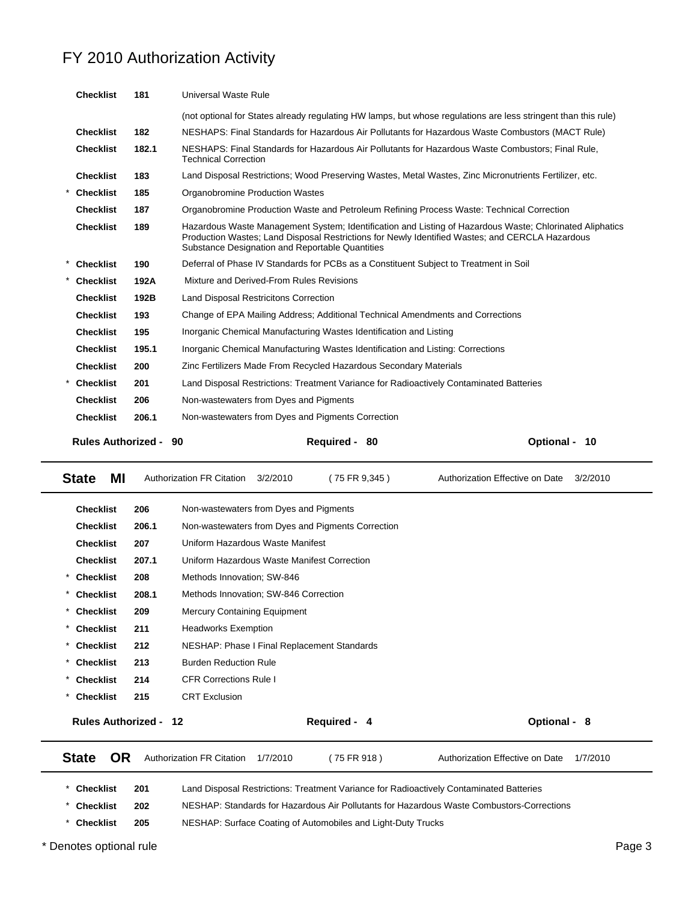# FY 2010 Authorization Activity

| | | | |
|---|---|---|---|
| | Checklist | 181 | Universal Waste Rule |
| | | | (not optional for States already regulating HW lamps, but whose regulations are less stringent than this rule) |
| | Checklist | 182 | NESHAPS: Final Standards for Hazardous Air Pollutants for Hazardous Waste Combustors (MACT Rule) |
| | Checklist | 182.1 | NESHAPS: Final Standards for Hazardous Air Pollutants for Hazardous Waste Combustors; Final Rule, Technical Correction |
| | Checklist | 183 | Land Disposal Restrictions; Wood Preserving Wastes, Metal Wastes, Zinc Micronutrients Fertilizer, etc. |
| * | Checklist | 185 | Organobromine Production Wastes |
| | Checklist | 187 | Organobromine Production Waste and Petroleum Refining Process Waste: Technical Correction |
| | Checklist | 189 | Hazardous Waste Management System; Identification and Listing of Hazardous Waste; Chlorinated Aliphatics Production Wastes; Land Disposal Restrictions for Newly Identified Wastes; and CERCLA Hazardous Substance Designation and Reportable Quantities |
| * | Checklist | 190 | Deferral of Phase IV Standards for PCBs as a Constituent Subject to Treatment in Soil |
| * | Checklist | 192A | Mixture and Derived-From Rules Revisions |
| | Checklist | 192B | Land Disposal Restricitons Correction |
| | Checklist | 193 | Change of EPA Mailing Address; Additional Technical Amendments and Corrections |
| | Checklist | 195 | Inorganic Chemical Manufacturing Wastes Identification and Listing |
| | Checklist | 195.1 | Inorganic Chemical Manufacturing Wastes Identification and Listing: Corrections |
| | Checklist | 200 | Zinc Fertilizers Made From Recycled Hazardous Secondary Materials |
| * | Checklist | 201 | Land Disposal Restrictions: Treatment Variance for Radioactively Contaminated Batteries |
| | Checklist | 206 | Non-wastewaters from Dyes and Pigments |
| | Checklist | 206.1 | Non-wastewaters from Dyes and Pigments Correction |

**Rules Authorized - 90** **Required - 80** **Optional - 10**

---

**State MI** Authorization FR Citation 3/2/2010 ( 75 FR 9,345 ) Authorization Effective on Date 3/2/2010

| | | | |
|---|---|---|---|
| | Checklist | 206 | Non-wastewaters from Dyes and Pigments |
| | Checklist | 206.1 | Non-wastewaters from Dyes and Pigments Correction |
| | Checklist | 207 | Uniform Hazardous Waste Manifest |
| | Checklist | 207.1 | Uniform Hazardous Waste Manifest Correction |
| * | Checklist | 208 | Methods Innovation; SW-846 |
| * | Checklist | 208.1 | Methods Innovation; SW-846 Correction |
| * | Checklist | 209 | Mercury Containing Equipment |
| * | Checklist | 211 | Headworks Exemption |
| * | Checklist | 212 | NESHAP: Phase I Final Replacement Standards |
| * | Checklist | 213 | Burden Reduction Rule |
| * | Checklist | 214 | CFR Corrections Rule I |
| * | Checklist | 215 | CRT Exclusion |

**Rules Authorized - 12** **Required - 4** **Optional - 8**

---

**State OR** Authorization FR Citation 1/7/2010 ( 75 FR 918 ) Authorization Effective on Date 1/7/2010

| | | | |
|---|---|---|---|
| * | Checklist | 201 | Land Disposal Restrictions: Treatment Variance for Radioactively Contaminated Batteries |
| * | Checklist | 202 | NESHAP: Standards for Hazardous Air Pollutants for Hazardous Waste Combustors-Corrections |
| * | Checklist | 205 | NESHAP: Surface Coating of Automobiles and Light-Duty Trucks |

* Denotes optional rule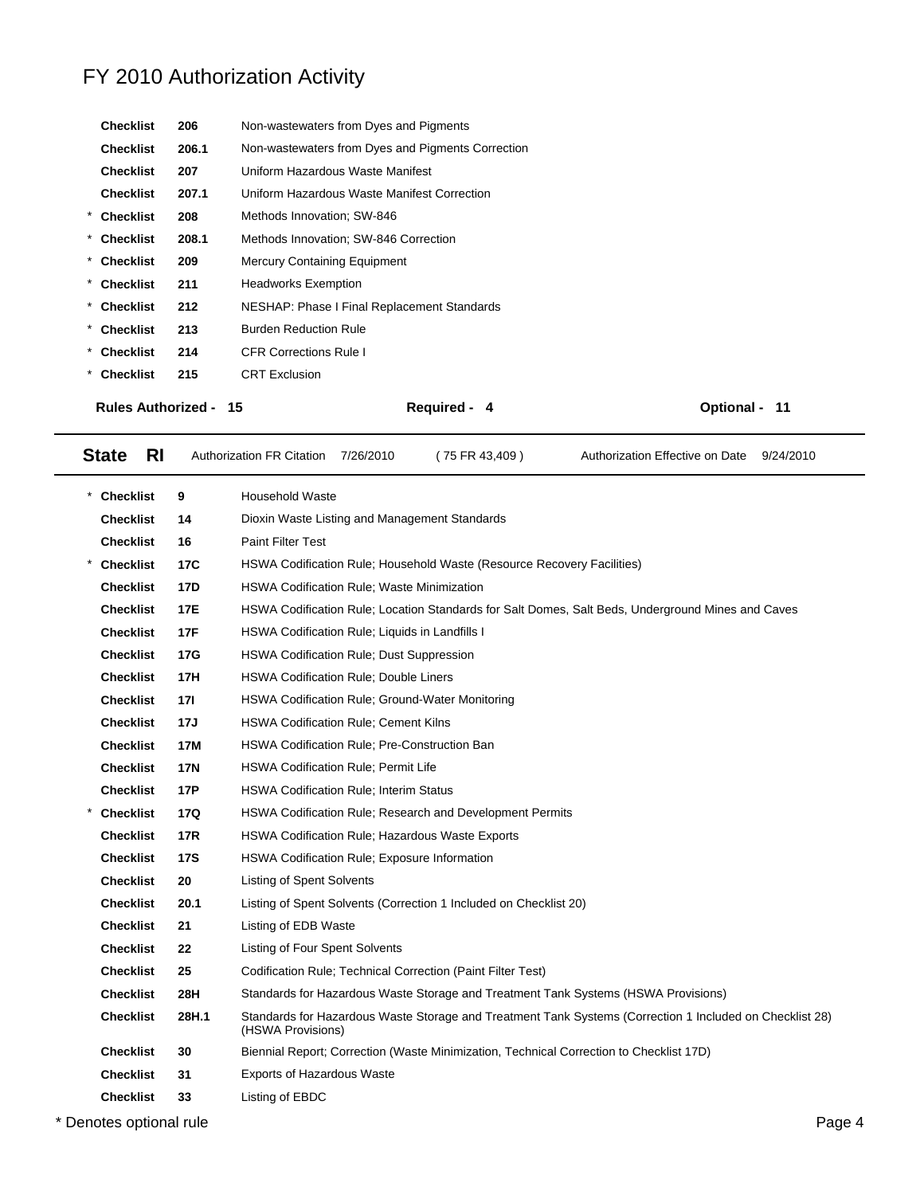# FY 2010 Authorization Activity

| | | | |
|---|---|---|---|
| | **Checklist** | **206** | Non-wastewaters from Dyes and Pigments |
| | **Checklist** | **206.1** | Non-wastewaters from Dyes and Pigments Correction |
| | **Checklist** | **207** | Uniform Hazardous Waste Manifest |
| | **Checklist** | **207.1** | Uniform Hazardous Waste Manifest Correction |
| * | **Checklist** | **208** | Methods Innovation; SW-846 |
| * | **Checklist** | **208.1** | Methods Innovation; SW-846 Correction |
| * | **Checklist** | **209** | Mercury Containing Equipment |
| * | **Checklist** | **211** | Headworks Exemption |
| * | **Checklist** | **212** | NESHAP: Phase I Final Replacement Standards |
| * | **Checklist** | **213** | Burden Reduction Rule |
| * | **Checklist** | **214** | CFR Corrections Rule I |
| * | **Checklist** | **215** | CRT Exclusion |

**Rules Authorized - 15** **Required - 4** **Optional - 11**

---

**State RI** Authorization FR Citation 7/26/2010 ( 75 FR 43,409 ) Authorization Effective on Date 9/24/2010

---

| | | | |
|---|---|---|---|
| * | **Checklist** | **9** | Household Waste |
| | **Checklist** | **14** | Dioxin Waste Listing and Management Standards |
| | **Checklist** | **16** | Paint Filter Test |
| * | **Checklist** | **17C** | HSWA Codification Rule; Household Waste (Resource Recovery Facilities) |
| | **Checklist** | **17D** | HSWA Codification Rule; Waste Minimization |
| | **Checklist** | **17E** | HSWA Codification Rule; Location Standards for Salt Domes, Salt Beds, Underground Mines and Caves |
| | **Checklist** | **17F** | HSWA Codification Rule; Liquids in Landfills I |
| | **Checklist** | **17G** | HSWA Codification Rule; Dust Suppression |
| | **Checklist** | **17H** | HSWA Codification Rule; Double Liners |
| | **Checklist** | **17I** | HSWA Codification Rule; Ground-Water Monitoring |
| | **Checklist** | **17J** | HSWA Codification Rule; Cement Kilns |
| | **Checklist** | **17M** | HSWA Codification Rule; Pre-Construction Ban |
| | **Checklist** | **17N** | HSWA Codification Rule; Permit Life |
| | **Checklist** | **17P** | HSWA Codification Rule; Interim Status |
| * | **Checklist** | **17Q** | HSWA Codification Rule; Research and Development Permits |
| | **Checklist** | **17R** | HSWA Codification Rule; Hazardous Waste Exports |
| | **Checklist** | **17S** | HSWA Codification Rule; Exposure Information |
| | **Checklist** | **20** | Listing of Spent Solvents |
| | **Checklist** | **20.1** | Listing of Spent Solvents (Correction 1 Included on Checklist 20) |
| | **Checklist** | **21** | Listing of EDB Waste |
| | **Checklist** | **22** | Listing of Four Spent Solvents |
| | **Checklist** | **25** | Codification Rule; Technical Correction (Paint Filter Test) |
| | **Checklist** | **28H** | Standards for Hazardous Waste Storage and Treatment Tank Systems (HSWA Provisions) |
| | **Checklist** | **28H.1** | Standards for Hazardous Waste Storage and Treatment Tank Systems (Correction 1 Included on Checklist 28) (HSWA Provisions) |
| | **Checklist** | **30** | Biennial Report; Correction (Waste Minimization, Technical Correction to Checklist 17D) |
| | **Checklist** | **31** | Exports of Hazardous Waste |
| | **Checklist** | **33** | Listing of EBDC |

* Denotes optional rule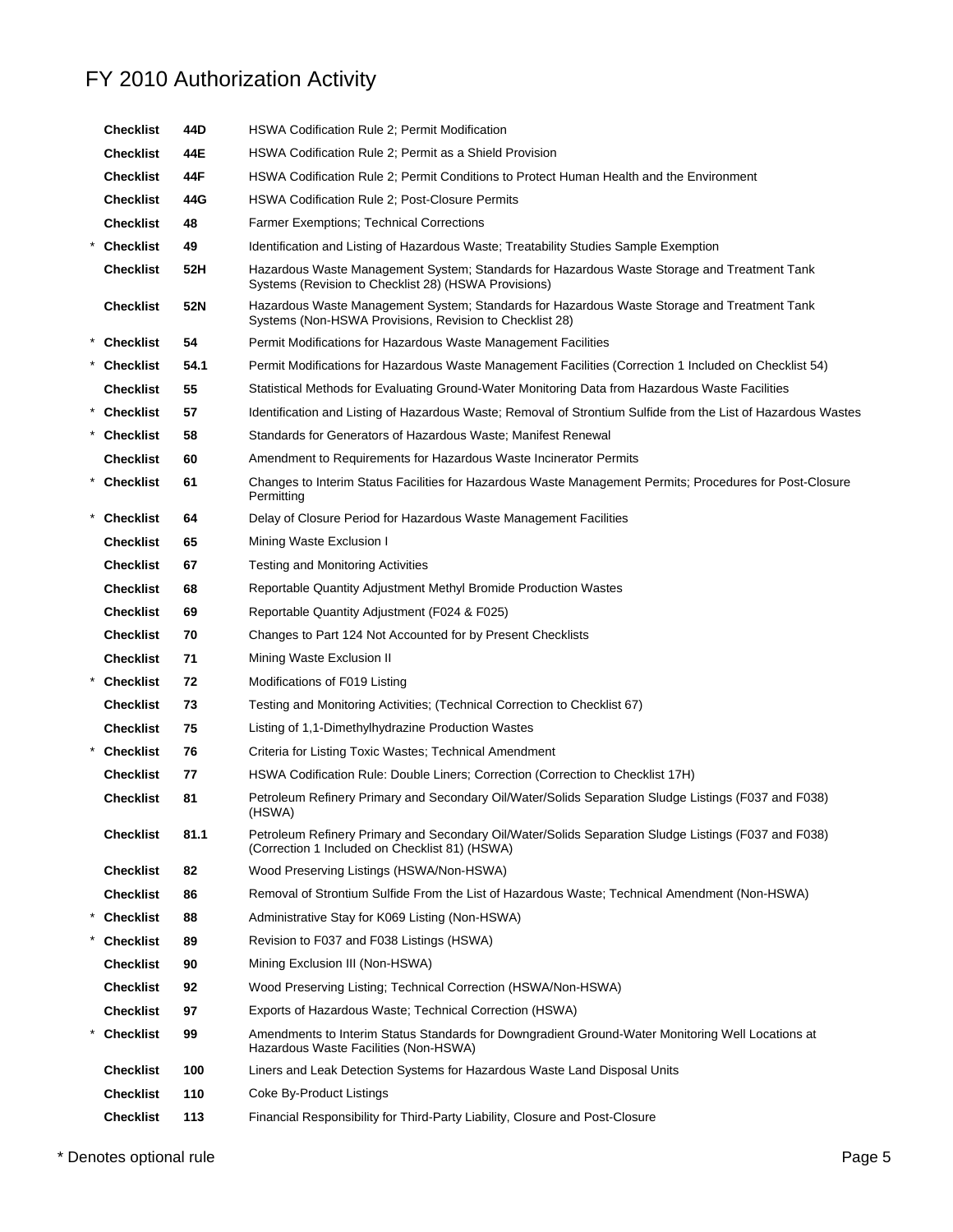# FY 2010 Authorization Activity

| | | | |
|---|---|---|---|
| | Checklist | 44D | HSWA Codification Rule 2; Permit Modification |
| | Checklist | 44E | HSWA Codification Rule 2; Permit as a Shield Provision |
| | Checklist | 44F | HSWA Codification Rule 2; Permit Conditions to Protect Human Health and the Environment |
| | Checklist | 44G | HSWA Codification Rule 2; Post-Closure Permits |
| | Checklist | 48 | Farmer Exemptions; Technical Corrections |
| * | Checklist | 49 | Identification and Listing of Hazardous Waste; Treatability Studies Sample Exemption |
| | Checklist | 52H | Hazardous Waste Management System; Standards for Hazardous Waste Storage and Treatment Tank Systems (Revision to Checklist 28) (HSWA Provisions) |
| | Checklist | 52N | Hazardous Waste Management System; Standards for Hazardous Waste Storage and Treatment Tank Systems (Non-HSWA Provisions, Revision to Checklist 28) |
| * | Checklist | 54 | Permit Modifications for Hazardous Waste Management Facilities |
| * | Checklist | 54.1 | Permit Modifications for Hazardous Waste Management Facilities (Correction 1 Included on Checklist 54) |
| | Checklist | 55 | Statistical Methods for Evaluating Ground-Water Monitoring Data from Hazardous Waste Facilities |
| * | Checklist | 57 | Identification and Listing of Hazardous Waste; Removal of Strontium Sulfide from the List of Hazardous Wastes |
| * | Checklist | 58 | Standards for Generators of Hazardous Waste; Manifest Renewal |
| | Checklist | 60 | Amendment to Requirements for Hazardous Waste Incinerator Permits |
| * | Checklist | 61 | Changes to Interim Status Facilities for Hazardous Waste Management Permits; Procedures for Post-Closure Permitting |
| * | Checklist | 64 | Delay of Closure Period for Hazardous Waste Management Facilities |
| | Checklist | 65 | Mining Waste Exclusion I |
| | Checklist | 67 | Testing and Monitoring Activities |
| | Checklist | 68 | Reportable Quantity Adjustment Methyl Bromide Production Wastes |
| | Checklist | 69 | Reportable Quantity Adjustment (F024 & F025) |
| | Checklist | 70 | Changes to Part 124 Not Accounted for by Present Checklists |
| | Checklist | 71 | Mining Waste Exclusion II |
| * | Checklist | 72 | Modifications of F019 Listing |
| | Checklist | 73 | Testing and Monitoring Activities; (Technical Correction to Checklist 67) |
| | Checklist | 75 | Listing of 1,1-Dimethylhydrazine Production Wastes |
| * | Checklist | 76 | Criteria for Listing Toxic Wastes; Technical Amendment |
| | Checklist | 77 | HSWA Codification Rule: Double Liners; Correction (Correction to Checklist 17H) |
| | Checklist | 81 | Petroleum Refinery Primary and Secondary Oil/Water/Solids Separation Sludge Listings (F037 and F038) (HSWA) |
| | Checklist | 81.1 | Petroleum Refinery Primary and Secondary Oil/Water/Solids Separation Sludge Listings (F037 and F038) (Correction 1 Included on Checklist 81) (HSWA) |
| | Checklist | 82 | Wood Preserving Listings (HSWA/Non-HSWA) |
| | Checklist | 86 | Removal of Strontium Sulfide From the List of Hazardous Waste; Technical Amendment (Non-HSWA) |
| * | Checklist | 88 | Administrative Stay for K069 Listing (Non-HSWA) |
| * | Checklist | 89 | Revision to F037 and F038 Listings (HSWA) |
| | Checklist | 90 | Mining Exclusion III (Non-HSWA) |
| | Checklist | 92 | Wood Preserving Listing; Technical Correction (HSWA/Non-HSWA) |
| | Checklist | 97 | Exports of Hazardous Waste; Technical Correction (HSWA) |
| * | Checklist | 99 | Amendments to Interim Status Standards for Downgradient Ground-Water Monitoring Well Locations at Hazardous Waste Facilities (Non-HSWA) |
| | Checklist | 100 | Liners and Leak Detection Systems for Hazardous Waste Land Disposal Units |
| | Checklist | 110 | Coke By-Product Listings |
| | Checklist | 113 | Financial Responsibility for Third-Party Liability, Closure and Post-Closure |

* Denotes optional rule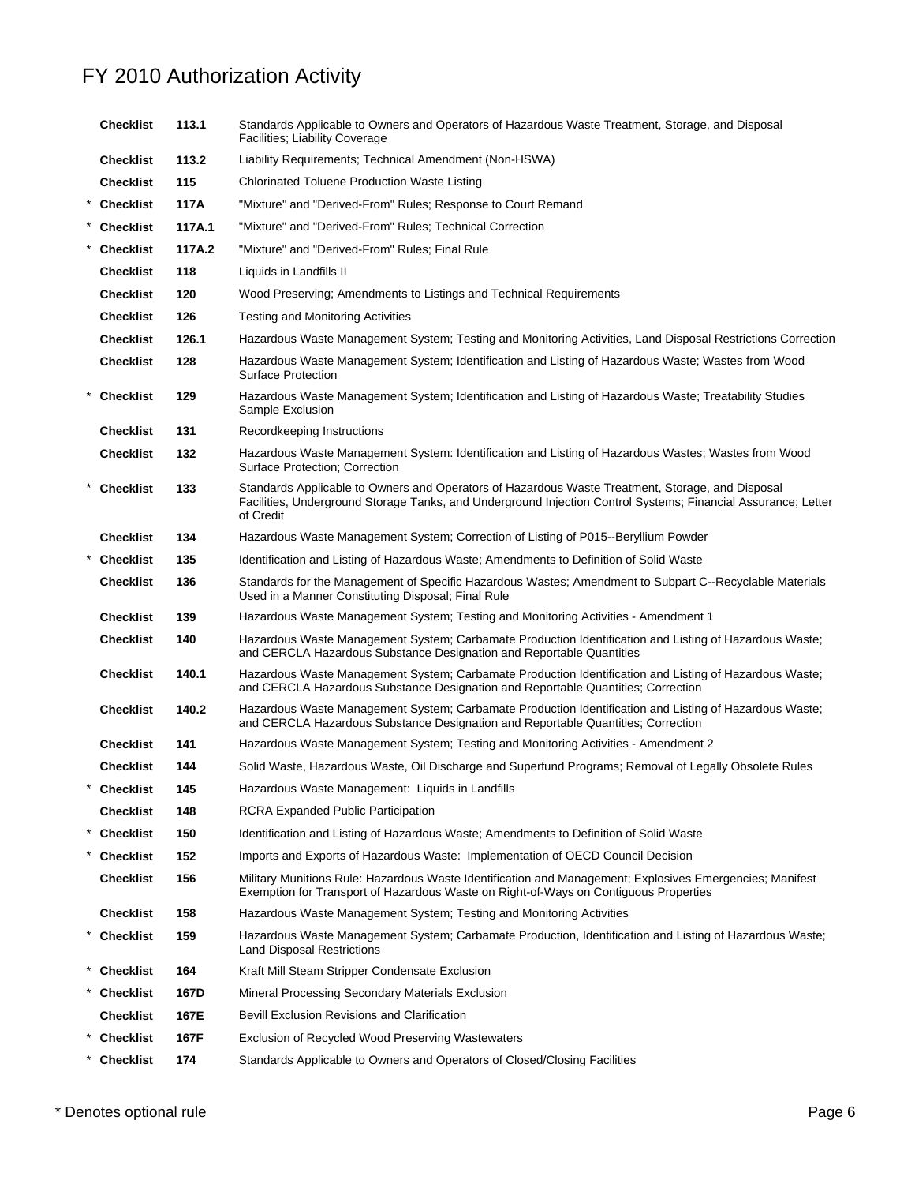# FY 2010 Authorization Activity

| | | | |
|---|---|---|---|
| | **Checklist** | **113.1** | Standards Applicable to Owners and Operators of Hazardous Waste Treatment, Storage, and Disposal Facilities; Liability Coverage |
| | **Checklist** | **113.2** | Liability Requirements; Technical Amendment (Non-HSWA) |
| | **Checklist** | **115** | Chlorinated Toluene Production Waste Listing |
| * | **Checklist** | **117A** | "Mixture" and "Derived-From" Rules; Response to Court Remand |
| * | **Checklist** | **117A.1** | "Mixture" and "Derived-From" Rules; Technical Correction |
| * | **Checklist** | **117A.2** | "Mixture" and "Derived-From" Rules; Final Rule |
| | **Checklist** | **118** | Liquids in Landfills II |
| | **Checklist** | **120** | Wood Preserving; Amendments to Listings and Technical Requirements |
| | **Checklist** | **126** | Testing and Monitoring Activities |
| | **Checklist** | **126.1** | Hazardous Waste Management System; Testing and Monitoring Activities, Land Disposal Restrictions Correction |
| | **Checklist** | **128** | Hazardous Waste Management System; Identification and Listing of Hazardous Waste; Wastes from Wood Surface Protection |
| * | **Checklist** | **129** | Hazardous Waste Management System; Identification and Listing of Hazardous Waste; Treatability Studies Sample Exclusion |
| | **Checklist** | **131** | Recordkeeping Instructions |
| | **Checklist** | **132** | Hazardous Waste Management System: Identification and Listing of Hazardous Wastes; Wastes from Wood Surface Protection; Correction |
| * | **Checklist** | **133** | Standards Applicable to Owners and Operators of Hazardous Waste Treatment, Storage, and Disposal Facilities, Underground Storage Tanks, and Underground Injection Control Systems; Financial Assurance; Letter of Credit |
| | **Checklist** | **134** | Hazardous Waste Management System; Correction of Listing of P015--Beryllium Powder |
| * | **Checklist** | **135** | Identification and Listing of Hazardous Waste; Amendments to Definition of Solid Waste |
| | **Checklist** | **136** | Standards for the Management of Specific Hazardous Wastes; Amendment to Subpart C--Recyclable Materials Used in a Manner Constituting Disposal; Final Rule |
| | **Checklist** | **139** | Hazardous Waste Management System; Testing and Monitoring Activities - Amendment 1 |
| | **Checklist** | **140** | Hazardous Waste Management System; Carbamate Production Identification and Listing of Hazardous Waste; and CERCLA Hazardous Substance Designation and Reportable Quantities |
| | **Checklist** | **140.1** | Hazardous Waste Management System; Carbamate Production Identification and Listing of Hazardous Waste; and CERCLA Hazardous Substance Designation and Reportable Quantities; Correction |
| | **Checklist** | **140.2** | Hazardous Waste Management System; Carbamate Production Identification and Listing of Hazardous Waste; and CERCLA Hazardous Substance Designation and Reportable Quantities; Correction |
| | **Checklist** | **141** | Hazardous Waste Management System; Testing and Monitoring Activities - Amendment 2 |
| | **Checklist** | **144** | Solid Waste, Hazardous Waste, Oil Discharge and Superfund Programs; Removal of Legally Obsolete Rules |
| * | **Checklist** | **145** | Hazardous Waste Management: Liquids in Landfills |
| | **Checklist** | **148** | RCRA Expanded Public Participation |
| * | **Checklist** | **150** | Identification and Listing of Hazardous Waste; Amendments to Definition of Solid Waste |
| * | **Checklist** | **152** | Imports and Exports of Hazardous Waste: Implementation of OECD Council Decision |
| | **Checklist** | **156** | Military Munitions Rule: Hazardous Waste Identification and Management; Explosives Emergencies; Manifest Exemption for Transport of Hazardous Waste on Right-of-Ways on Contiguous Properties |
| | **Checklist** | **158** | Hazardous Waste Management System; Testing and Monitoring Activities |
| * | **Checklist** | **159** | Hazardous Waste Management System; Carbamate Production, Identification and Listing of Hazardous Waste; Land Disposal Restrictions |
| * | **Checklist** | **164** | Kraft Mill Steam Stripper Condensate Exclusion |
| * | **Checklist** | **167D** | Mineral Processing Secondary Materials Exclusion |
| | **Checklist** | **167E** | Bevill Exclusion Revisions and Clarification |
| * | **Checklist** | **167F** | Exclusion of Recycled Wood Preserving Wastewaters |
| * | **Checklist** | **174** | Standards Applicable to Owners and Operators of Closed/Closing Facilities |

\* Denotes optional rule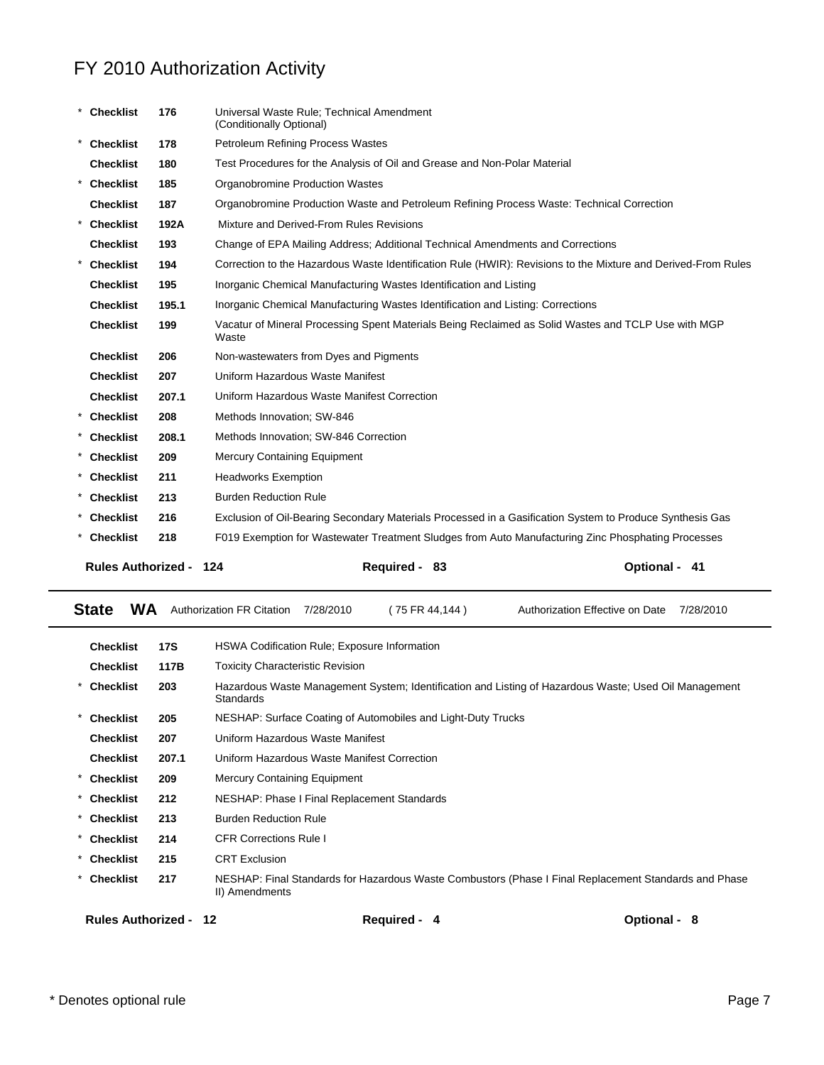# FY 2010 Authorization Activity

| | | | |
|---|---|---|---|
| * | Checklist | 176 | Universal Waste Rule; Technical Amendment (Conditionally Optional) |
| * | Checklist | 178 | Petroleum Refining Process Wastes |
| | Checklist | 180 | Test Procedures for the Analysis of Oil and Grease and Non-Polar Material |
| * | Checklist | 185 | Organobromine Production Wastes |
| | Checklist | 187 | Organobromine Production Waste and Petroleum Refining Process Waste: Technical Correction |
| * | Checklist | 192A | Mixture and Derived-From Rules Revisions |
| | Checklist | 193 | Change of EPA Mailing Address; Additional Technical Amendments and Corrections |
| * | Checklist | 194 | Correction to the Hazardous Waste Identification Rule (HWIR): Revisions to the Mixture and Derived-From Rules |
| | Checklist | 195 | Inorganic Chemical Manufacturing Wastes Identification and Listing |
| | Checklist | 195.1 | Inorganic Chemical Manufacturing Wastes Identification and Listing: Corrections |
| | Checklist | 199 | Vacatur of Mineral Processing Spent Materials Being Reclaimed as Solid Wastes and TCLP Use with MGP Waste |
| | Checklist | 206 | Non-wastewaters from Dyes and Pigments |
| | Checklist | 207 | Uniform Hazardous Waste Manifest |
| | Checklist | 207.1 | Uniform Hazardous Waste Manifest Correction |
| * | Checklist | 208 | Methods Innovation; SW-846 |
| * | Checklist | 208.1 | Methods Innovation; SW-846 Correction |
| * | Checklist | 209 | Mercury Containing Equipment |
| * | Checklist | 211 | Headworks Exemption |
| * | Checklist | 213 | Burden Reduction Rule |
| * | Checklist | 216 | Exclusion of Oil-Bearing Secondary Materials Processed in a Gasification System to Produce Synthesis Gas |
| * | Checklist | 218 | F019 Exemption for Wastewater Treatment Sludges from Auto Manufacturing Zinc Phosphating Processes |

**Rules Authorized - 124** **Required - 83** **Optional - 41**

---

**State WA** Authorization FR Citation 7/28/2010 ( 75 FR 44,144 ) Authorization Effective on Date 7/28/2010

---

| | | | |
|---|---|---|---|
| | Checklist | 17S | HSWA Codification Rule; Exposure Information |
| | Checklist | 117B | Toxicity Characteristic Revision |
| * | Checklist | 203 | Hazardous Waste Management System; Identification and Listing of Hazardous Waste; Used Oil Management Standards |
| * | Checklist | 205 | NESHAP: Surface Coating of Automobiles and Light-Duty Trucks |
| | Checklist | 207 | Uniform Hazardous Waste Manifest |
| | Checklist | 207.1 | Uniform Hazardous Waste Manifest Correction |
| * | Checklist | 209 | Mercury Containing Equipment |
| * | Checklist | 212 | NESHAP: Phase I Final Replacement Standards |
| * | Checklist | 213 | Burden Reduction Rule |
| * | Checklist | 214 | CFR Corrections Rule I |
| * | Checklist | 215 | CRT Exclusion |
| * | Checklist | 217 | NESHAP: Final Standards for Hazardous Waste Combustors (Phase I Final Replacement Standards and Phase II) Amendments |

**Rules Authorized - 12** **Required - 4** **Optional - 8**

\* Denotes optional rule